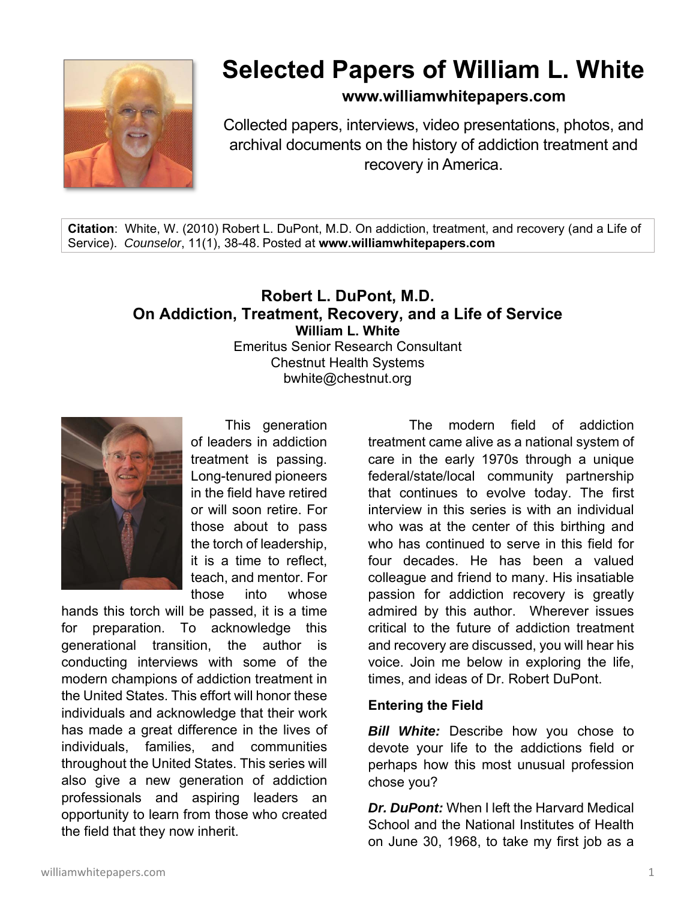# Selected Papers of William L. White

**www.williamwhitepapers.com**

Collected papers, interviews, video presentations, photos, and archival documents on the history of addiction treatment and recovery in America.

**Citation**: White, W. (2010) Robert L. DuPont, M.D. On addiction, treatment, and recovery (and a Life of Service). *Counselor*, 11(1), 38-48. Posted at **www.williamwhitepapers.com**

## Robert L. DuPont, M.D.
## On Addiction, Treatment, Recovery, and a Life of Service

**William L. White**
Emeritus Senior Research Consultant
Chestnut Health Systems
bwhite@chestnut.org

This generation of leaders in addiction treatment is passing. Long-tenured pioneers in the field have retired or will soon retire. For those about to pass the torch of leadership, it is a time to reflect, teach, and mentor. For those into whose hands this torch will be passed, it is a time for preparation. To acknowledge this generational transition, the author is conducting interviews with some of the modern champions of addiction treatment in the United States. This effort will honor these individuals and acknowledge that their work has made a great difference in the lives of individuals, families, and communities throughout the United States. This series will also give a new generation of addiction professionals and aspiring leaders an opportunity to learn from those who created the field that they now inherit.

The modern field of addiction treatment came alive as a national system of care in the early 1970s through a unique federal/state/local community partnership that continues to evolve today. The first interview in this series is with an individual who was at the center of this birthing and who has continued to serve in this field for four decades. He has been a valued colleague and friend to many. His insatiable passion for addiction recovery is greatly admired by this author. Wherever issues critical to the future of addiction treatment and recovery are discussed, you will hear his voice. Join me below in exploring the life, times, and ideas of Dr. Robert DuPont.

### Entering the Field

***Bill White:*** Describe how you chose to devote your life to the addictions field or perhaps how this most unusual profession chose you?

***Dr. DuPont:*** When I left the Harvard Medical School and the National Institutes of Health on June 30, 1968, to take my first job as a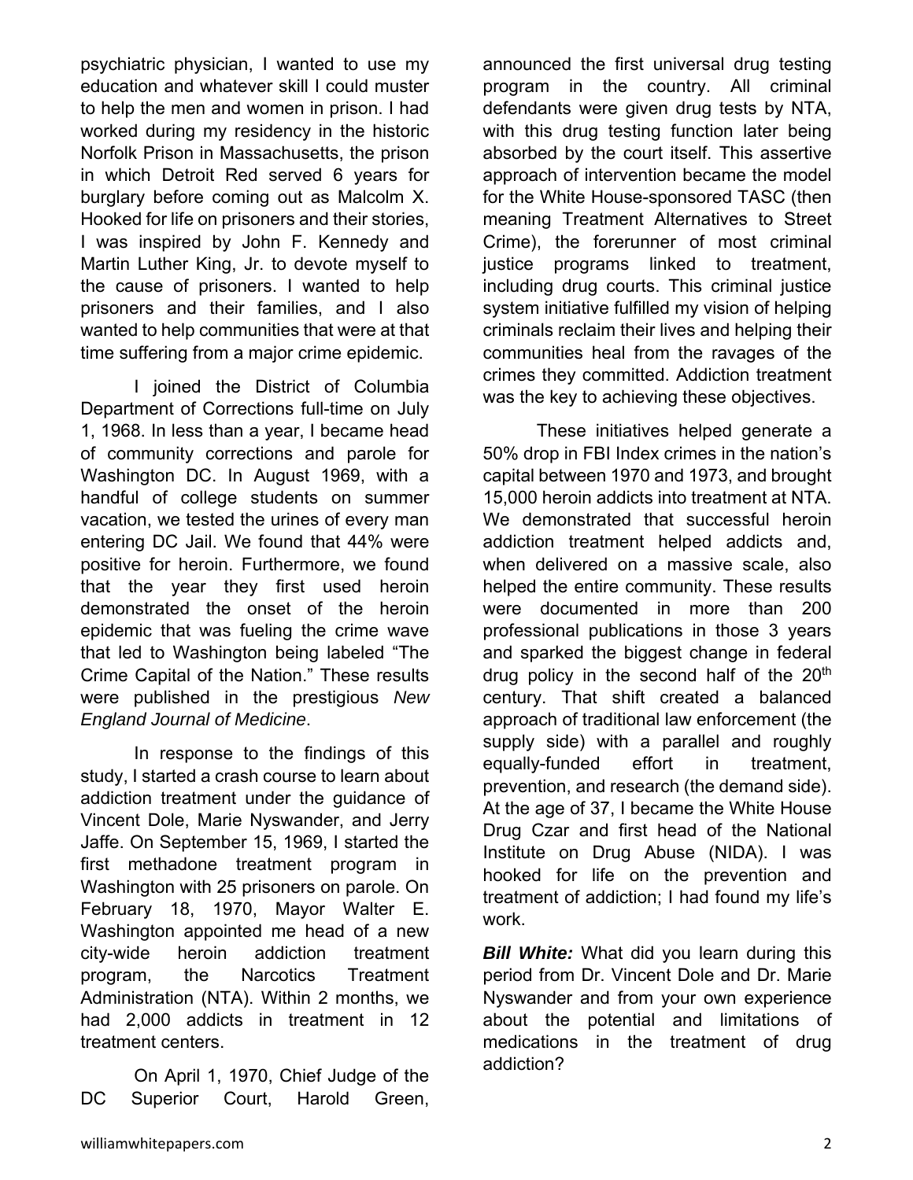psychiatric physician, I wanted to use my education and whatever skill I could muster to help the men and women in prison. I had worked during my residency in the historic Norfolk Prison in Massachusetts, the prison in which Detroit Red served 6 years for burglary before coming out as Malcolm X. Hooked for life on prisoners and their stories, I was inspired by John F. Kennedy and Martin Luther King, Jr. to devote myself to the cause of prisoners. I wanted to help prisoners and their families, and I also wanted to help communities that were at that time suffering from a major crime epidemic.

I joined the District of Columbia Department of Corrections full-time on July 1, 1968. In less than a year, I became head of community corrections and parole for Washington DC. In August 1969, with a handful of college students on summer vacation, we tested the urines of every man entering DC Jail. We found that 44% were positive for heroin. Furthermore, we found that the year they first used heroin demonstrated the onset of the heroin epidemic that was fueling the crime wave that led to Washington being labeled "The Crime Capital of the Nation." These results were published in the prestigious *New England Journal of Medicine*.

In response to the findings of this study, I started a crash course to learn about addiction treatment under the guidance of Vincent Dole, Marie Nyswander, and Jerry Jaffe. On September 15, 1969, I started the first methadone treatment program in Washington with 25 prisoners on parole. On February 18, 1970, Mayor Walter E. Washington appointed me head of a new city-wide heroin addiction treatment program, the Narcotics Treatment Administration (NTA). Within 2 months, we had 2,000 addicts in treatment in 12 treatment centers.

On April 1, 1970, Chief Judge of the DC Superior Court, Harold Green, announced the first universal drug testing program in the country. All criminal defendants were given drug tests by NTA, with this drug testing function later being absorbed by the court itself. This assertive approach of intervention became the model for the White House-sponsored TASC (then meaning Treatment Alternatives to Street Crime), the forerunner of most criminal justice programs linked to treatment, including drug courts. This criminal justice system initiative fulfilled my vision of helping criminals reclaim their lives and helping their communities heal from the ravages of the crimes they committed. Addiction treatment was the key to achieving these objectives.

These initiatives helped generate a 50% drop in FBI Index crimes in the nation's capital between 1970 and 1973, and brought 15,000 heroin addicts into treatment at NTA. We demonstrated that successful heroin addiction treatment helped addicts and, when delivered on a massive scale, also helped the entire community. These results were documented in more than 200 professional publications in those 3 years and sparked the biggest change in federal drug policy in the second half of the 20th century. That shift created a balanced approach of traditional law enforcement (the supply side) with a parallel and roughly equally-funded effort in treatment, prevention, and research (the demand side). At the age of 37, I became the White House Drug Czar and first head of the National Institute on Drug Abuse (NIDA). I was hooked for life on the prevention and treatment of addiction; I had found my life's work.

***Bill White:*** What did you learn during this period from Dr. Vincent Dole and Dr. Marie Nyswander and from your own experience about the potential and limitations of medications in the treatment of drug addiction?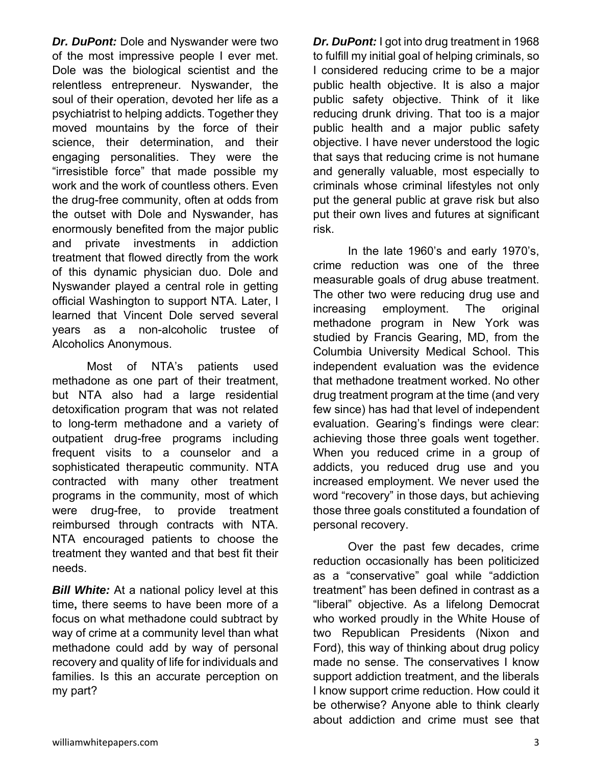***Dr. DuPont:*** Dole and Nyswander were two of the most impressive people I ever met. Dole was the biological scientist and the relentless entrepreneur. Nyswander, the soul of their operation, devoted her life as a psychiatrist to helping addicts. Together they moved mountains by the force of their science, their determination, and their engaging personalities. They were the "irresistible force" that made possible my work and the work of countless others. Even the drug-free community, often at odds from the outset with Dole and Nyswander, has enormously benefited from the major public and private investments in addiction treatment that flowed directly from the work of this dynamic physician duo. Dole and Nyswander played a central role in getting official Washington to support NTA. Later, I learned that Vincent Dole served several years as a non-alcoholic trustee of Alcoholics Anonymous.

Most of NTA's patients used methadone as one part of their treatment, but NTA also had a large residential detoxification program that was not related to long-term methadone and a variety of outpatient drug-free programs including frequent visits to a counselor and a sophisticated therapeutic community. NTA contracted with many other treatment programs in the community, most of which were drug-free, to provide treatment reimbursed through contracts with NTA. NTA encouraged patients to choose the treatment they wanted and that best fit their needs.

***Bill White:*** At a national policy level at this time**,** there seems to have been more of a focus on what methadone could subtract by way of crime at a community level than what methadone could add by way of personal recovery and quality of life for individuals and families. Is this an accurate perception on my part?

***Dr. DuPont:*** I got into drug treatment in 1968 to fulfill my initial goal of helping criminals, so I considered reducing crime to be a major public health objective. It is also a major public safety objective. Think of it like reducing drunk driving. That too is a major public health and a major public safety objective. I have never understood the logic that says that reducing crime is not humane and generally valuable, most especially to criminals whose criminal lifestyles not only put the general public at grave risk but also put their own lives and futures at significant risk.

In the late 1960's and early 1970's, crime reduction was one of the three measurable goals of drug abuse treatment. The other two were reducing drug use and increasing employment. The original methadone program in New York was studied by Francis Gearing, MD, from the Columbia University Medical School. This independent evaluation was the evidence that methadone treatment worked. No other drug treatment program at the time (and very few since) has had that level of independent evaluation. Gearing's findings were clear: achieving those three goals went together. When you reduced crime in a group of addicts, you reduced drug use and you increased employment. We never used the word "recovery" in those days, but achieving those three goals constituted a foundation of personal recovery.

Over the past few decades, crime reduction occasionally has been politicized as a "conservative" goal while "addiction treatment" has been defined in contrast as a "liberal" objective. As a lifelong Democrat who worked proudly in the White House of two Republican Presidents (Nixon and Ford), this way of thinking about drug policy made no sense. The conservatives I know support addiction treatment, and the liberals I know support crime reduction. How could it be otherwise? Anyone able to think clearly about addiction and crime must see that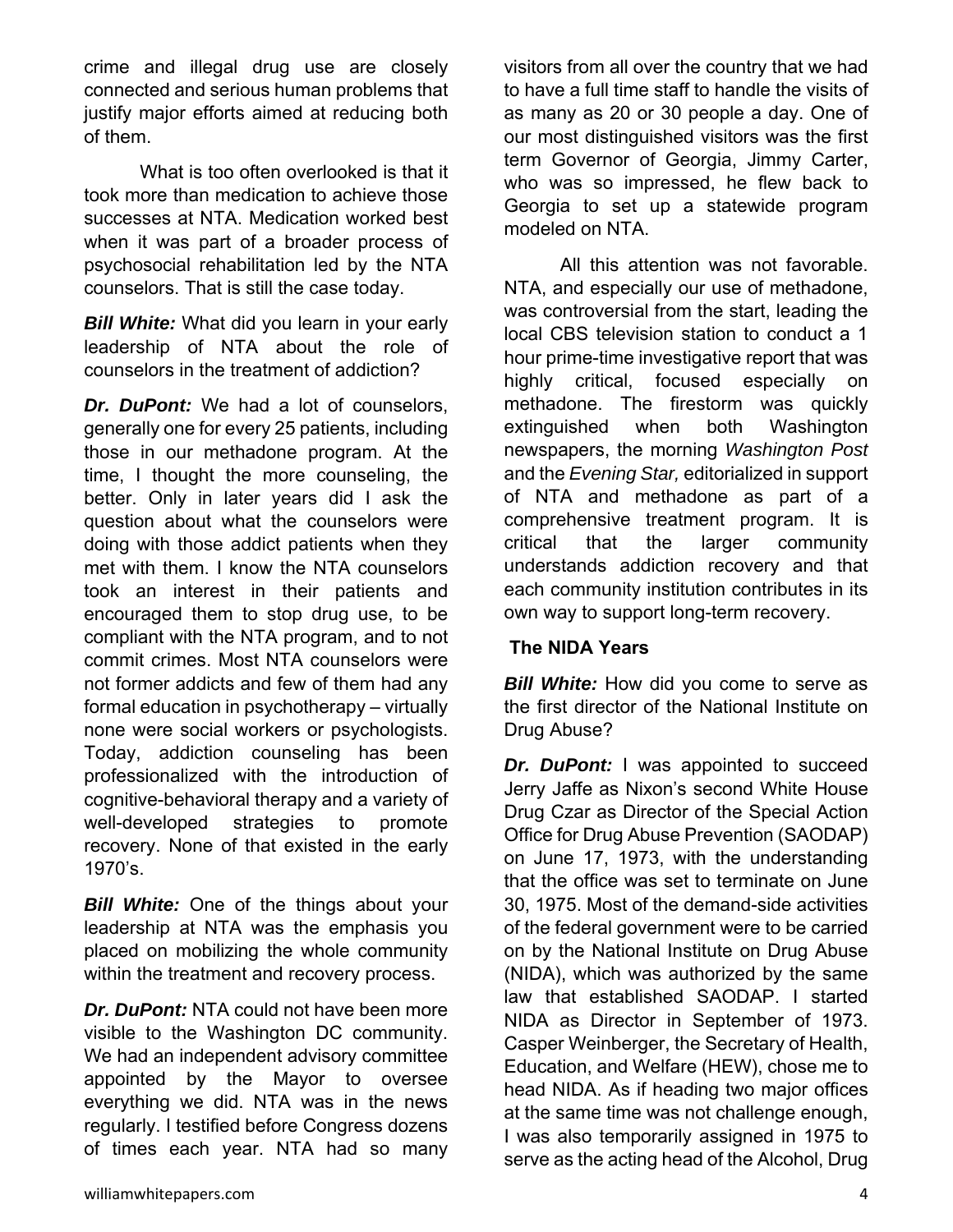crime and illegal drug use are closely connected and serious human problems that justify major efforts aimed at reducing both of them.

What is too often overlooked is that it took more than medication to achieve those successes at NTA. Medication worked best when it was part of a broader process of psychosocial rehabilitation led by the NTA counselors. That is still the case today.

***Bill White:*** What did you learn in your early leadership of NTA about the role of counselors in the treatment of addiction?

***Dr. DuPont:*** We had a lot of counselors, generally one for every 25 patients, including those in our methadone program. At the time, I thought the more counseling, the better. Only in later years did I ask the question about what the counselors were doing with those addict patients when they met with them. I know the NTA counselors took an interest in their patients and encouraged them to stop drug use, to be compliant with the NTA program, and to not commit crimes. Most NTA counselors were not former addicts and few of them had any formal education in psychotherapy – virtually none were social workers or psychologists. Today, addiction counseling has been professionalized with the introduction of cognitive-behavioral therapy and a variety of well-developed strategies to promote recovery. None of that existed in the early 1970's.

***Bill White:*** One of the things about your leadership at NTA was the emphasis you placed on mobilizing the whole community within the treatment and recovery process.

***Dr. DuPont:*** NTA could not have been more visible to the Washington DC community. We had an independent advisory committee appointed by the Mayor to oversee everything we did. NTA was in the news regularly. I testified before Congress dozens of times each year. NTA had so many visitors from all over the country that we had to have a full time staff to handle the visits of as many as 20 or 30 people a day. One of our most distinguished visitors was the first term Governor of Georgia, Jimmy Carter, who was so impressed, he flew back to Georgia to set up a statewide program modeled on NTA.

All this attention was not favorable. NTA, and especially our use of methadone, was controversial from the start, leading the local CBS television station to conduct a 1 hour prime-time investigative report that was highly critical, focused especially on methadone. The firestorm was quickly extinguished when both Washington newspapers, the morning *Washington Post* and the *Evening Star,* editorialized in support of NTA and methadone as part of a comprehensive treatment program. It is critical that the larger community understands addiction recovery and that each community institution contributes in its own way to support long-term recovery.

## The NIDA Years

***Bill White:*** How did you come to serve as the first director of the National Institute on Drug Abuse?

***Dr. DuPont:*** I was appointed to succeed Jerry Jaffe as Nixon's second White House Drug Czar as Director of the Special Action Office for Drug Abuse Prevention (SAODAP) on June 17, 1973, with the understanding that the office was set to terminate on June 30, 1975. Most of the demand-side activities of the federal government were to be carried on by the National Institute on Drug Abuse (NIDA), which was authorized by the same law that established SAODAP. I started NIDA as Director in September of 1973. Casper Weinberger, the Secretary of Health, Education, and Welfare (HEW), chose me to head NIDA. As if heading two major offices at the same time was not challenge enough, I was also temporarily assigned in 1975 to serve as the acting head of the Alcohol, Drug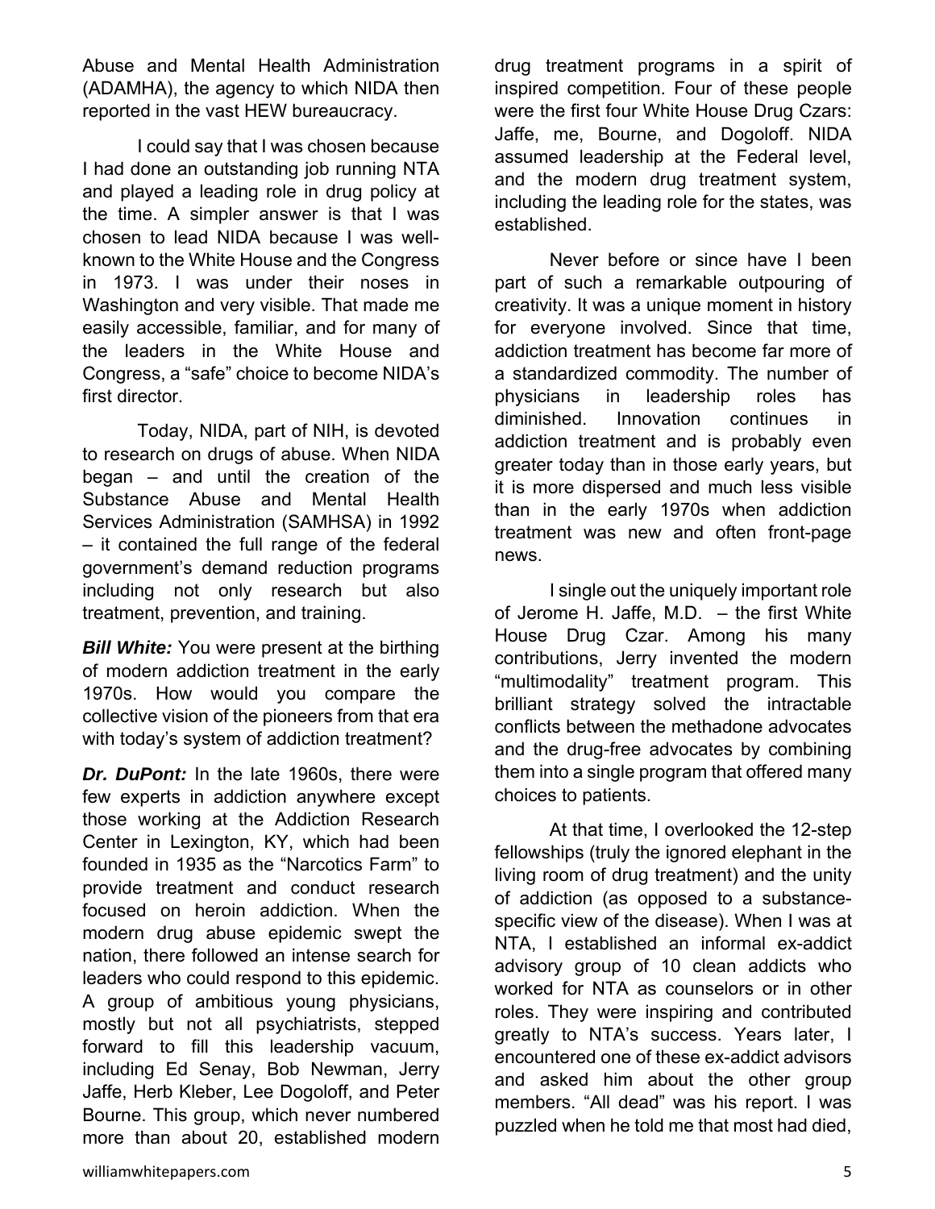Abuse and Mental Health Administration (ADAMHA), the agency to which NIDA then reported in the vast HEW bureaucracy.

I could say that I was chosen because I had done an outstanding job running NTA and played a leading role in drug policy at the time. A simpler answer is that I was chosen to lead NIDA because I was well-known to the White House and the Congress in 1973. I was under their noses in Washington and very visible. That made me easily accessible, familiar, and for many of the leaders in the White House and Congress, a "safe" choice to become NIDA's first director.

Today, NIDA, part of NIH, is devoted to research on drugs of abuse. When NIDA began – and until the creation of the Substance Abuse and Mental Health Services Administration (SAMHSA) in 1992 – it contained the full range of the federal government's demand reduction programs including not only research but also treatment, prevention, and training.

***Bill White:*** You were present at the birthing of modern addiction treatment in the early 1970s. How would you compare the collective vision of the pioneers from that era with today's system of addiction treatment?

***Dr. DuPont:*** In the late 1960s, there were few experts in addiction anywhere except those working at the Addiction Research Center in Lexington, KY, which had been founded in 1935 as the "Narcotics Farm" to provide treatment and conduct research focused on heroin addiction. When the modern drug abuse epidemic swept the nation, there followed an intense search for leaders who could respond to this epidemic. A group of ambitious young physicians, mostly but not all psychiatrists, stepped forward to fill this leadership vacuum, including Ed Senay, Bob Newman, Jerry Jaffe, Herb Kleber, Lee Dogoloff, and Peter Bourne. This group, which never numbered more than about 20, established modern drug treatment programs in a spirit of inspired competition. Four of these people were the first four White House Drug Czars: Jaffe, me, Bourne, and Dogoloff. NIDA assumed leadership at the Federal level, and the modern drug treatment system, including the leading role for the states, was established.

Never before or since have I been part of such a remarkable outpouring of creativity. It was a unique moment in history for everyone involved. Since that time, addiction treatment has become far more of a standardized commodity. The number of physicians in leadership roles has diminished. Innovation continues in addiction treatment and is probably even greater today than in those early years, but it is more dispersed and much less visible than in the early 1970s when addiction treatment was new and often front-page news.

I single out the uniquely important role of Jerome H. Jaffe, M.D. – the first White House Drug Czar. Among his many contributions, Jerry invented the modern "multimodality" treatment program. This brilliant strategy solved the intractable conflicts between the methadone advocates and the drug-free advocates by combining them into a single program that offered many choices to patients.

At that time, I overlooked the 12-step fellowships (truly the ignored elephant in the living room of drug treatment) and the unity of addiction (as opposed to a substance-specific view of the disease). When I was at NTA, I established an informal ex-addict advisory group of 10 clean addicts who worked for NTA as counselors or in other roles. They were inspiring and contributed greatly to NTA's success. Years later, I encountered one of these ex-addict advisors and asked him about the other group members. "All dead" was his report. I was puzzled when he told me that most had died,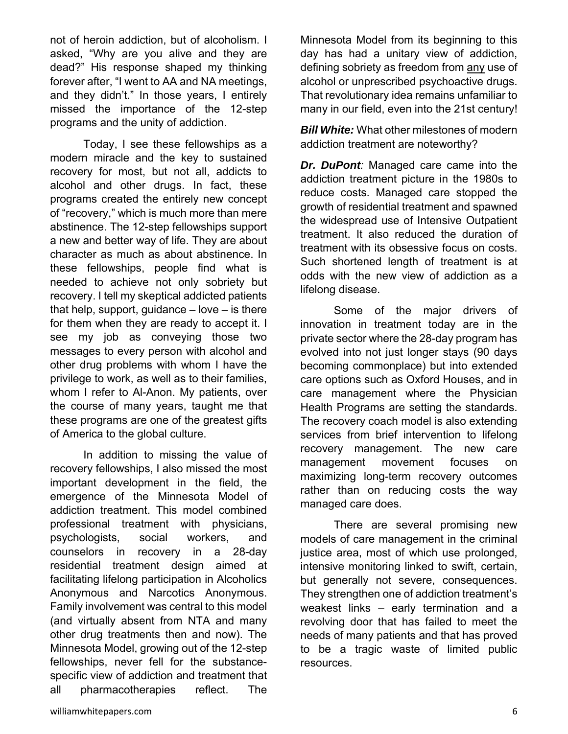not of heroin addiction, but of alcoholism. I asked, "Why are you alive and they are dead?" His response shaped my thinking forever after, "I went to AA and NA meetings, and they didn't." In those years, I entirely missed the importance of the 12-step programs and the unity of addiction.

Today, I see these fellowships as a modern miracle and the key to sustained recovery for most, but not all, addicts to alcohol and other drugs. In fact, these programs created the entirely new concept of "recovery," which is much more than mere abstinence. The 12-step fellowships support a new and better way of life. They are about character as much as about abstinence. In these fellowships, people find what is needed to achieve not only sobriety but recovery. I tell my skeptical addicted patients that help, support, guidance – love – is there for them when they are ready to accept it. I see my job as conveying those two messages to every person with alcohol and other drug problems with whom I have the privilege to work, as well as to their families, whom I refer to Al-Anon. My patients, over the course of many years, taught me that these programs are one of the greatest gifts of America to the global culture.

In addition to missing the value of recovery fellowships, I also missed the most important development in the field, the emergence of the Minnesota Model of addiction treatment. This model combined professional treatment with physicians, psychologists, social workers, and counselors in recovery in a 28-day residential treatment design aimed at facilitating lifelong participation in Alcoholics Anonymous and Narcotics Anonymous. Family involvement was central to this model (and virtually absent from NTA and many other drug treatments then and now). The Minnesota Model, growing out of the 12-step fellowships, never fell for the substance-specific view of addiction and treatment that all pharmacotherapies reflect. The Minnesota Model from its beginning to this day has had a unitary view of addiction, defining sobriety as freedom from <u>any</u> use of alcohol or unprescribed psychoactive drugs. That revolutionary idea remains unfamiliar to many in our field, even into the 21st century!

***Bill White:*** What other milestones of modern addiction treatment are noteworthy?

***Dr. DuPont:*** Managed care came into the addiction treatment picture in the 1980s to reduce costs. Managed care stopped the growth of residential treatment and spawned the widespread use of Intensive Outpatient treatment. It also reduced the duration of treatment with its obsessive focus on costs. Such shortened length of treatment is at odds with the new view of addiction as a lifelong disease.

Some of the major drivers of innovation in treatment today are in the private sector where the 28-day program has evolved into not just longer stays (90 days becoming commonplace) but into extended care options such as Oxford Houses, and in care management where the Physician Health Programs are setting the standards. The recovery coach model is also extending services from brief intervention to lifelong recovery management. The new care management movement focuses on maximizing long-term recovery outcomes rather than on reducing costs the way managed care does.

There are several promising new models of care management in the criminal justice area, most of which use prolonged, intensive monitoring linked to swift, certain, but generally not severe, consequences. They strengthen one of addiction treatment's weakest links – early termination and a revolving door that has failed to meet the needs of many patients and that has proved to be a tragic waste of limited public resources.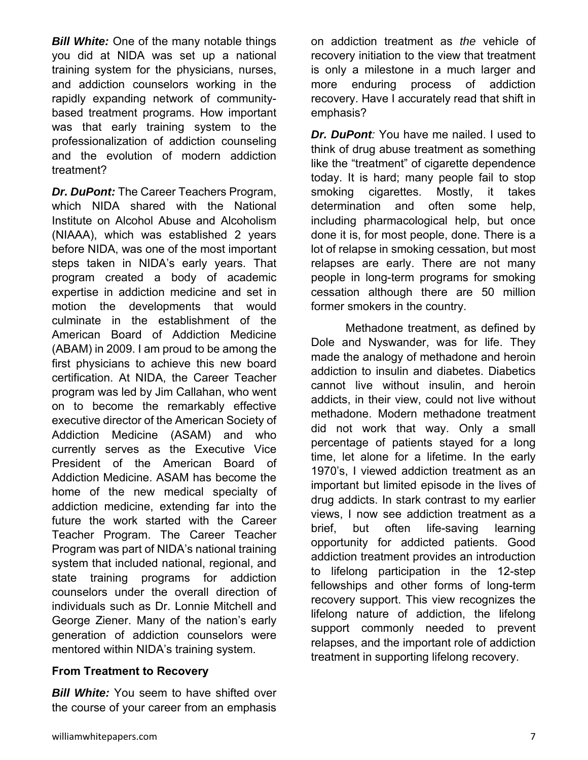***Bill White:*** One of the many notable things you did at NIDA was set up a national training system for the physicians, nurses, and addiction counselors working in the rapidly expanding network of community-based treatment programs. How important was that early training system to the professionalization of addiction counseling and the evolution of modern addiction treatment?

***Dr. DuPont:*** The Career Teachers Program, which NIDA shared with the National Institute on Alcohol Abuse and Alcoholism (NIAAA), which was established 2 years before NIDA, was one of the most important steps taken in NIDA's early years. That program created a body of academic expertise in addiction medicine and set in motion the developments that would culminate in the establishment of the American Board of Addiction Medicine (ABAM) in 2009. I am proud to be among the first physicians to achieve this new board certification. At NIDA, the Career Teacher program was led by Jim Callahan, who went on to become the remarkably effective executive director of the American Society of Addiction Medicine (ASAM) and who currently serves as the Executive Vice President of the American Board of Addiction Medicine. ASAM has become the home of the new medical specialty of addiction medicine, extending far into the future the work started with the Career Teacher Program. The Career Teacher Program was part of NIDA's national training system that included national, regional, and state training programs for addiction counselors under the overall direction of individuals such as Dr. Lonnie Mitchell and George Ziener. Many of the nation's early generation of addiction counselors were mentored within NIDA's training system.

**From Treatment to Recovery**

***Bill White:*** You seem to have shifted over the course of your career from an emphasis on addiction treatment as *the* vehicle of recovery initiation to the view that treatment is only a milestone in a much larger and more enduring process of addiction recovery. Have I accurately read that shift in emphasis?

***Dr. DuPont:*** You have me nailed. I used to think of drug abuse treatment as something like the "treatment" of cigarette dependence today. It is hard; many people fail to stop smoking cigarettes. Mostly, it takes determination and often some help, including pharmacological help, but once done it is, for most people, done. There is a lot of relapse in smoking cessation, but most relapses are early. There are not many people in long-term programs for smoking cessation although there are 50 million former smokers in the country.

Methadone treatment, as defined by Dole and Nyswander, was for life. They made the analogy of methadone and heroin addiction to insulin and diabetes. Diabetics cannot live without insulin, and heroin addicts, in their view, could not live without methadone. Modern methadone treatment did not work that way. Only a small percentage of patients stayed for a long time, let alone for a lifetime. In the early 1970's, I viewed addiction treatment as an important but limited episode in the lives of drug addicts. In stark contrast to my earlier views, I now see addiction treatment as a brief, but often life-saving learning opportunity for addicted patients. Good addiction treatment provides an introduction to lifelong participation in the 12-step fellowships and other forms of long-term recovery support. This view recognizes the lifelong nature of addiction, the lifelong support commonly needed to prevent relapses, and the important role of addiction treatment in supporting lifelong recovery.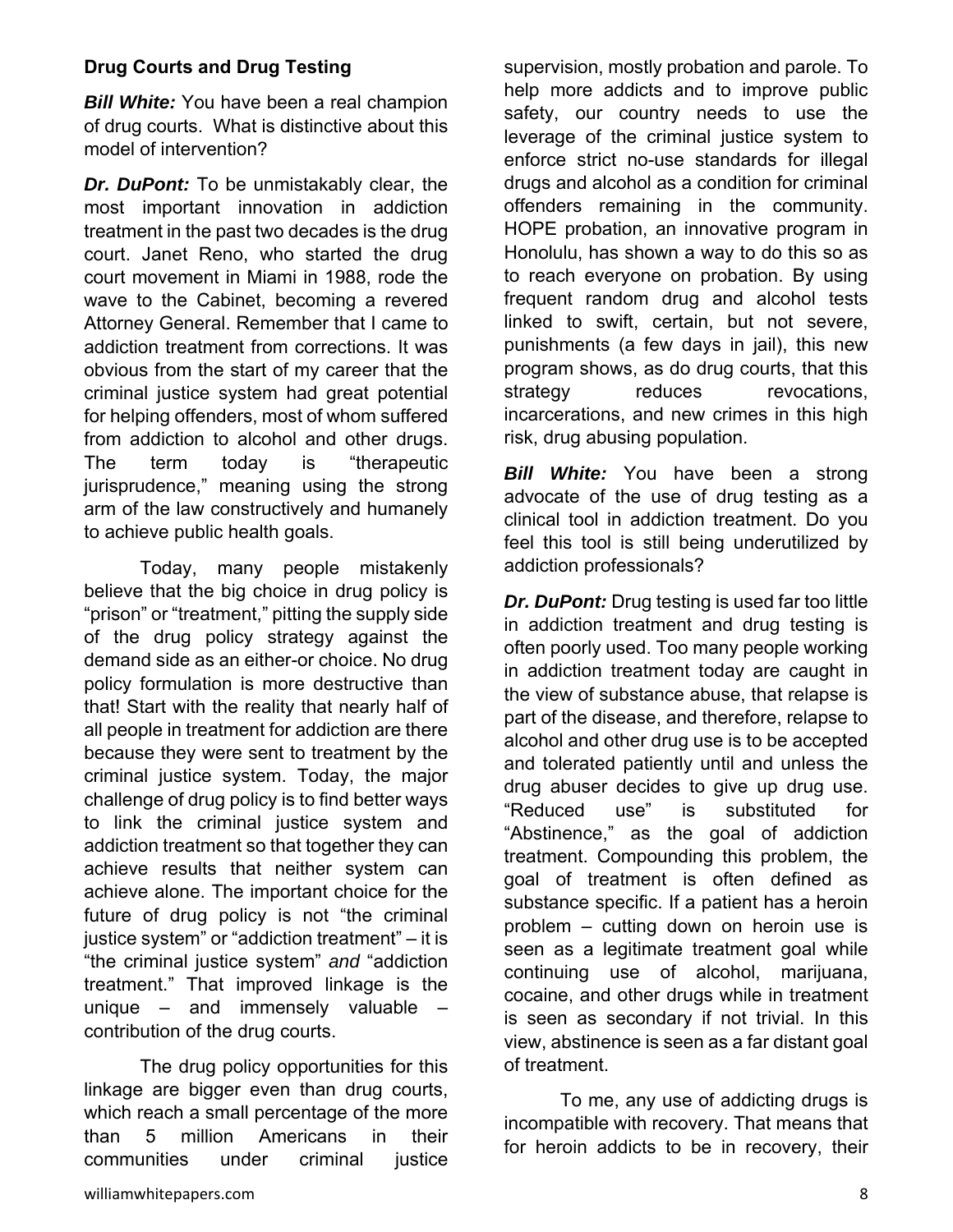### Drug Courts and Drug Testing

***Bill White:*** You have been a real champion of drug courts. What is distinctive about this model of intervention?

***Dr. DuPont:*** To be unmistakably clear, the most important innovation in addiction treatment in the past two decades is the drug court. Janet Reno, who started the drug court movement in Miami in 1988, rode the wave to the Cabinet, becoming a revered Attorney General. Remember that I came to addiction treatment from corrections. It was obvious from the start of my career that the criminal justice system had great potential for helping offenders, most of whom suffered from addiction to alcohol and other drugs. The term today is "therapeutic jurisprudence," meaning using the strong arm of the law constructively and humanely to achieve public health goals.

Today, many people mistakenly believe that the big choice in drug policy is "prison" or "treatment," pitting the supply side of the drug policy strategy against the demand side as an either-or choice. No drug policy formulation is more destructive than that! Start with the reality that nearly half of all people in treatment for addiction are there because they were sent to treatment by the criminal justice system. Today, the major challenge of drug policy is to find better ways to link the criminal justice system and addiction treatment so that together they can achieve results that neither system can achieve alone. The important choice for the future of drug policy is not "the criminal justice system" or "addiction treatment" – it is "the criminal justice system" *and* "addiction treatment." That improved linkage is the unique – and immensely valuable – contribution of the drug courts.

The drug policy opportunities for this linkage are bigger even than drug courts, which reach a small percentage of the more than 5 million Americans in their communities under criminal justice supervision, mostly probation and parole. To help more addicts and to improve public safety, our country needs to use the leverage of the criminal justice system to enforce strict no-use standards for illegal drugs and alcohol as a condition for criminal offenders remaining in the community. HOPE probation, an innovative program in Honolulu, has shown a way to do this so as to reach everyone on probation. By using frequent random drug and alcohol tests linked to swift, certain, but not severe, punishments (a few days in jail), this new program shows, as do drug courts, that this strategy reduces revocations, incarcerations, and new crimes in this high risk, drug abusing population.

***Bill White:*** You have been a strong advocate of the use of drug testing as a clinical tool in addiction treatment. Do you feel this tool is still being underutilized by addiction professionals?

***Dr. DuPont:*** Drug testing is used far too little in addiction treatment and drug testing is often poorly used. Too many people working in addiction treatment today are caught in the view of substance abuse, that relapse is part of the disease, and therefore, relapse to alcohol and other drug use is to be accepted and tolerated patiently until and unless the drug abuser decides to give up drug use. "Reduced use" is substituted for "Abstinence," as the goal of addiction treatment. Compounding this problem, the goal of treatment is often defined as substance specific. If a patient has a heroin problem – cutting down on heroin use is seen as a legitimate treatment goal while continuing use of alcohol, marijuana, cocaine, and other drugs while in treatment is seen as secondary if not trivial. In this view, abstinence is seen as a far distant goal of treatment.

To me, any use of addicting drugs is incompatible with recovery. That means that for heroin addicts to be in recovery, their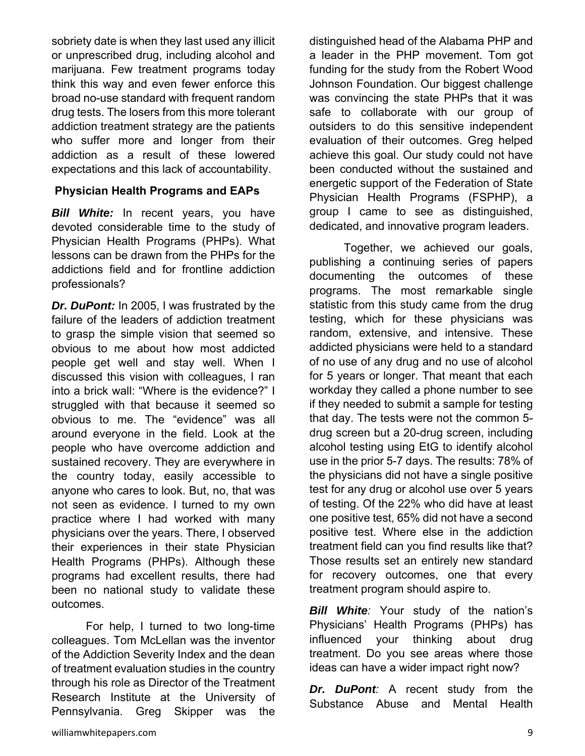sobriety date is when they last used any illicit or unprescribed drug, including alcohol and marijuana. Few treatment programs today think this way and even fewer enforce this broad no-use standard with frequent random drug tests. The losers from this more tolerant addiction treatment strategy are the patients who suffer more and longer from their addiction as a result of these lowered expectations and this lack of accountability.

### Physician Health Programs and EAPs

***Bill White:*** In recent years, you have devoted considerable time to the study of Physician Health Programs (PHPs). What lessons can be drawn from the PHPs for the addictions field and for frontline addiction professionals?

***Dr. DuPont:*** In 2005, I was frustrated by the failure of the leaders of addiction treatment to grasp the simple vision that seemed so obvious to me about how most addicted people get well and stay well. When I discussed this vision with colleagues, I ran into a brick wall: "Where is the evidence?" I struggled with that because it seemed so obvious to me. The "evidence" was all around everyone in the field. Look at the people who have overcome addiction and sustained recovery. They are everywhere in the country today, easily accessible to anyone who cares to look. But, no, that was not seen as evidence. I turned to my own practice where I had worked with many physicians over the years. There, I observed their experiences in their state Physician Health Programs (PHPs). Although these programs had excellent results, there had been no national study to validate these outcomes.

For help, I turned to two long-time colleagues. Tom McLellan was the inventor of the Addiction Severity Index and the dean of treatment evaluation studies in the country through his role as Director of the Treatment Research Institute at the University of Pennsylvania. Greg Skipper was the distinguished head of the Alabama PHP and a leader in the PHP movement. Tom got funding for the study from the Robert Wood Johnson Foundation. Our biggest challenge was convincing the state PHPs that it was safe to collaborate with our group of outsiders to do this sensitive independent evaluation of their outcomes. Greg helped achieve this goal. Our study could not have been conducted without the sustained and energetic support of the Federation of State Physician Health Programs (FSPHP), a group I came to see as distinguished, dedicated, and innovative program leaders.

Together, we achieved our goals, publishing a continuing series of papers documenting the outcomes of these programs. The most remarkable single statistic from this study came from the drug testing, which for these physicians was random, extensive, and intensive. These addicted physicians were held to a standard of no use of any drug and no use of alcohol for 5 years or longer. That meant that each workday they called a phone number to see if they needed to submit a sample for testing that day. The tests were not the common 5-drug screen but a 20-drug screen, including alcohol testing using EtG to identify alcohol use in the prior 5-7 days. The results: 78% of the physicians did not have a single positive test for any drug or alcohol use over 5 years of testing. Of the 22% who did have at least one positive test, 65% did not have a second positive test. Where else in the addiction treatment field can you find results like that? Those results set an entirely new standard for recovery outcomes, one that every treatment program should aspire to.

***Bill White:*** Your study of the nation's Physicians' Health Programs (PHPs) has influenced your thinking about drug treatment. Do you see areas where those ideas can have a wider impact right now?

***Dr. DuPont:*** A recent study from the Substance Abuse and Mental Health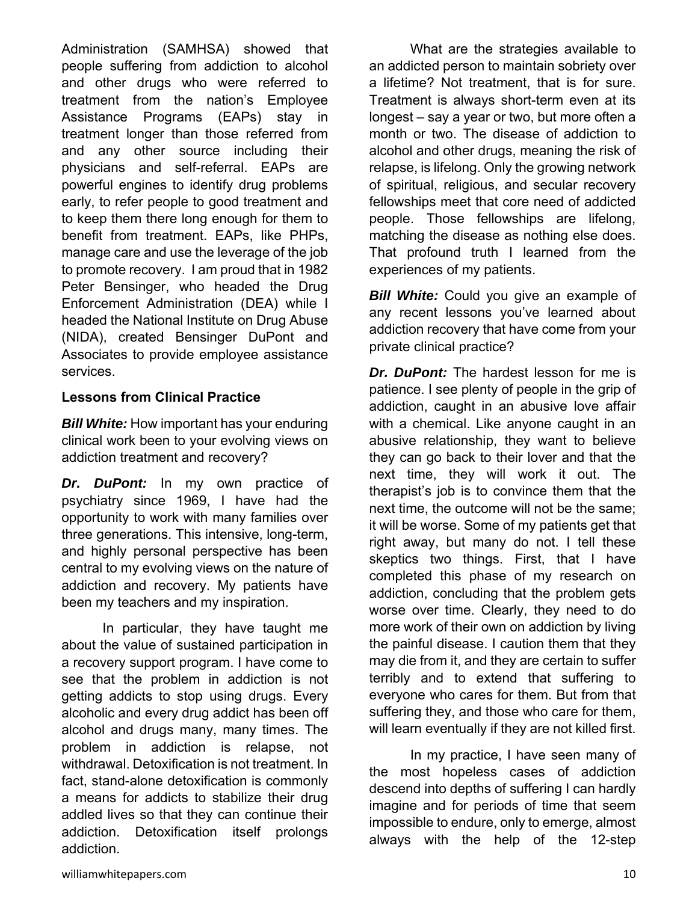Administration (SAMHSA) showed that people suffering from addiction to alcohol and other drugs who were referred to treatment from the nation's Employee Assistance Programs (EAPs) stay in treatment longer than those referred from and any other source including their physicians and self-referral. EAPs are powerful engines to identify drug problems early, to refer people to good treatment and to keep them there long enough for them to benefit from treatment. EAPs, like PHPs, manage care and use the leverage of the job to promote recovery. I am proud that in 1982 Peter Bensinger, who headed the Drug Enforcement Administration (DEA) while I headed the National Institute on Drug Abuse (NIDA), created Bensinger DuPont and Associates to provide employee assistance services.

**Lessons from Clinical Practice**

***Bill White:*** How important has your enduring clinical work been to your evolving views on addiction treatment and recovery?

***Dr. DuPont:*** In my own practice of psychiatry since 1969, I have had the opportunity to work with many families over three generations. This intensive, long-term, and highly personal perspective has been central to my evolving views on the nature of addiction and recovery. My patients have been my teachers and my inspiration.

In particular, they have taught me about the value of sustained participation in a recovery support program. I have come to see that the problem in addiction is not getting addicts to stop using drugs. Every alcoholic and every drug addict has been off alcohol and drugs many, many times. The problem in addiction is relapse, not withdrawal. Detoxification is not treatment. In fact, stand-alone detoxification is commonly a means for addicts to stabilize their drug addled lives so that they can continue their addiction. Detoxification itself prolongs addiction.

What are the strategies available to an addicted person to maintain sobriety over a lifetime? Not treatment, that is for sure. Treatment is always short-term even at its longest – say a year or two, but more often a month or two. The disease of addiction to alcohol and other drugs, meaning the risk of relapse, is lifelong. Only the growing network of spiritual, religious, and secular recovery fellowships meet that core need of addicted people. Those fellowships are lifelong, matching the disease as nothing else does. That profound truth I learned from the experiences of my patients.

***Bill White:*** Could you give an example of any recent lessons you've learned about addiction recovery that have come from your private clinical practice?

***Dr. DuPont:*** The hardest lesson for me is patience. I see plenty of people in the grip of addiction, caught in an abusive love affair with a chemical. Like anyone caught in an abusive relationship, they want to believe they can go back to their lover and that the next time, they will work it out. The therapist's job is to convince them that the next time, the outcome will not be the same; it will be worse. Some of my patients get that right away, but many do not. I tell these skeptics two things. First, that I have completed this phase of my research on addiction, concluding that the problem gets worse over time. Clearly, they need to do more work of their own on addiction by living the painful disease. I caution them that they may die from it, and they are certain to suffer terribly and to extend that suffering to everyone who cares for them. But from that suffering they, and those who care for them, will learn eventually if they are not killed first.

In my practice, I have seen many of the most hopeless cases of addiction descend into depths of suffering I can hardly imagine and for periods of time that seem impossible to endure, only to emerge, almost always with the help of the 12-step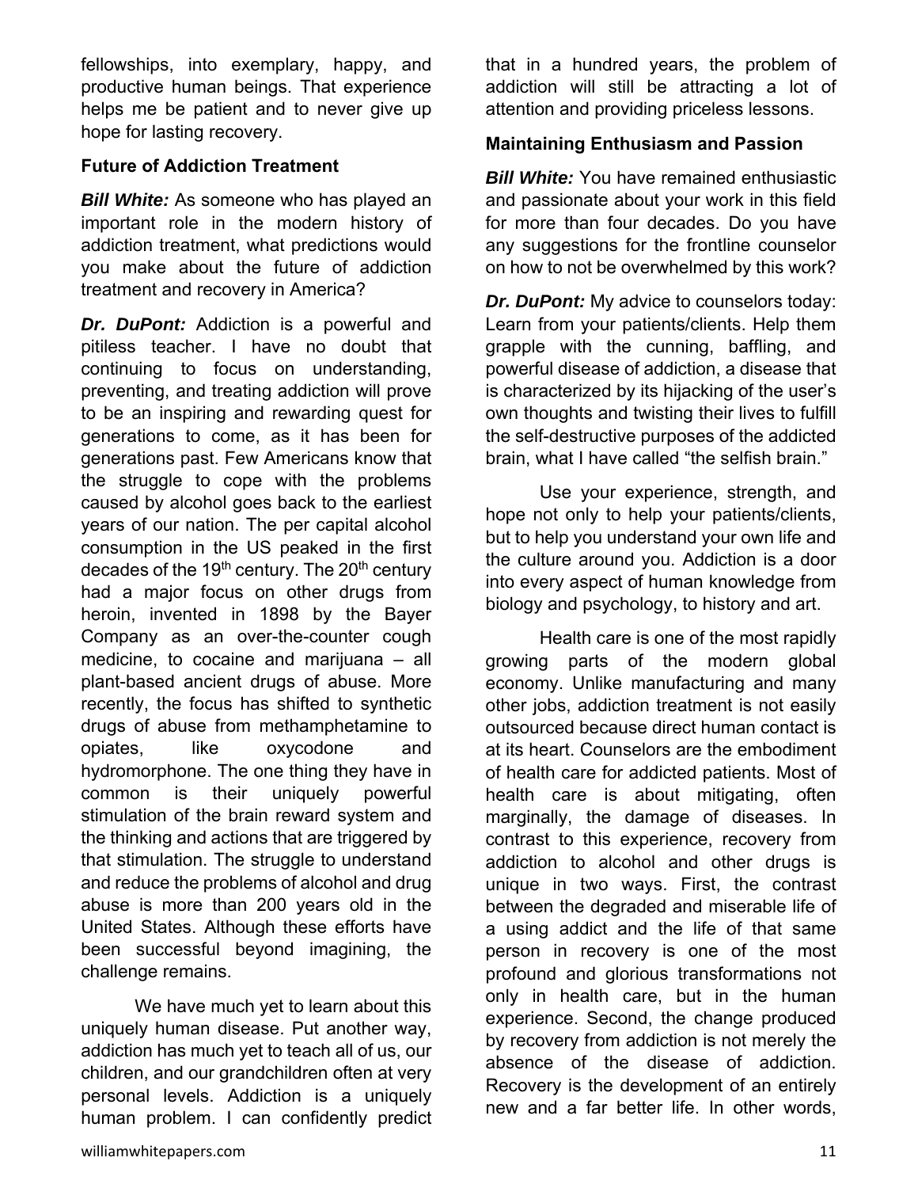fellowships, into exemplary, happy, and productive human beings. That experience helps me be patient and to never give up hope for lasting recovery.

**Future of Addiction Treatment**

***Bill White:*** As someone who has played an important role in the modern history of addiction treatment, what predictions would you make about the future of addiction treatment and recovery in America?

***Dr. DuPont:*** Addiction is a powerful and pitiless teacher. I have no doubt that continuing to focus on understanding, preventing, and treating addiction will prove to be an inspiring and rewarding quest for generations to come, as it has been for generations past. Few Americans know that the struggle to cope with the problems caused by alcohol goes back to the earliest years of our nation. The per capital alcohol consumption in the US peaked in the first decades of the 19th century. The 20th century had a major focus on other drugs from heroin, invented in 1898 by the Bayer Company as an over-the-counter cough medicine, to cocaine and marijuana – all plant-based ancient drugs of abuse. More recently, the focus has shifted to synthetic drugs of abuse from methamphetamine to opiates, like oxycodone and hydromorphone. The one thing they have in common is their uniquely powerful stimulation of the brain reward system and the thinking and actions that are triggered by that stimulation. The struggle to understand and reduce the problems of alcohol and drug abuse is more than 200 years old in the United States. Although these efforts have been successful beyond imagining, the challenge remains.

We have much yet to learn about this uniquely human disease. Put another way, addiction has much yet to teach all of us, our children, and our grandchildren often at very personal levels. Addiction is a uniquely human problem. I can confidently predict that in a hundred years, the problem of addiction will still be attracting a lot of attention and providing priceless lessons.

**Maintaining Enthusiasm and Passion**

***Bill White:*** You have remained enthusiastic and passionate about your work in this field for more than four decades. Do you have any suggestions for the frontline counselor on how to not be overwhelmed by this work?

***Dr. DuPont:*** My advice to counselors today: Learn from your patients/clients. Help them grapple with the cunning, baffling, and powerful disease of addiction, a disease that is characterized by its hijacking of the user's own thoughts and twisting their lives to fulfill the self-destructive purposes of the addicted brain, what I have called "the selfish brain."

Use your experience, strength, and hope not only to help your patients/clients, but to help you understand your own life and the culture around you. Addiction is a door into every aspect of human knowledge from biology and psychology, to history and art.

Health care is one of the most rapidly growing parts of the modern global economy. Unlike manufacturing and many other jobs, addiction treatment is not easily outsourced because direct human contact is at its heart. Counselors are the embodiment of health care for addicted patients. Most of health care is about mitigating, often marginally, the damage of diseases. In contrast to this experience, recovery from addiction to alcohol and other drugs is unique in two ways. First, the contrast between the degraded and miserable life of a using addict and the life of that same person in recovery is one of the most profound and glorious transformations not only in health care, but in the human experience. Second, the change produced by recovery from addiction is not merely the absence of the disease of addiction. Recovery is the development of an entirely new and a far better life. In other words,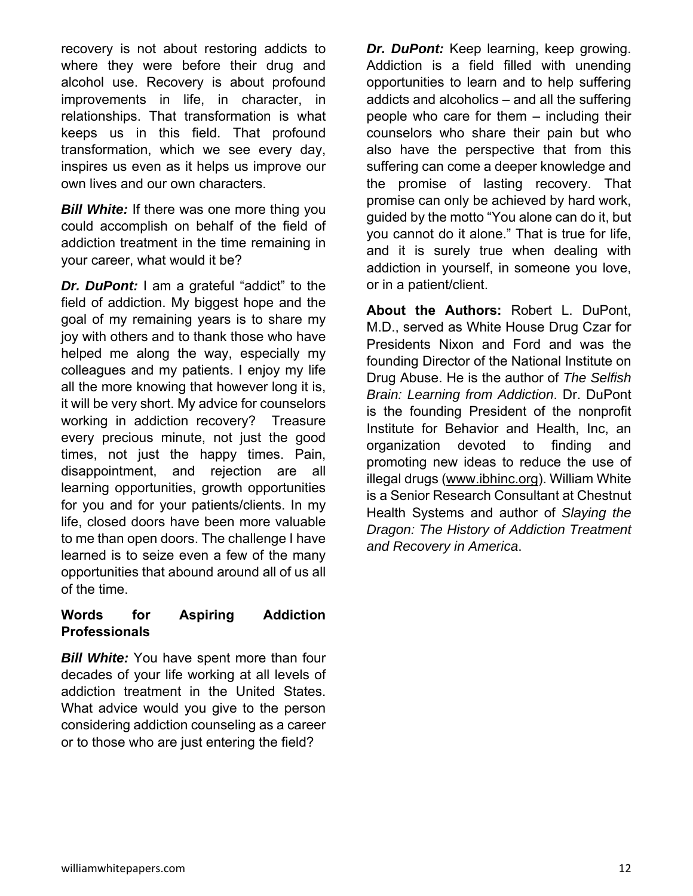recovery is not about restoring addicts to where they were before their drug and alcohol use. Recovery is about profound improvements in life, in character, in relationships. That transformation is what keeps us in this field. That profound transformation, which we see every day, inspires us even as it helps us improve our own lives and our own characters.

***Bill White:*** If there was one more thing you could accomplish on behalf of the field of addiction treatment in the time remaining in your career, what would it be?

***Dr. DuPont:*** I am a grateful "addict" to the field of addiction. My biggest hope and the goal of my remaining years is to share my joy with others and to thank those who have helped me along the way, especially my colleagues and my patients. I enjoy my life all the more knowing that however long it is, it will be very short. My advice for counselors working in addiction recovery? Treasure every precious minute, not just the good times, not just the happy times. Pain, disappointment, and rejection are all learning opportunities, growth opportunities for you and for your patients/clients. In my life, closed doors have been more valuable to me than open doors. The challenge I have learned is to seize even a few of the many opportunities that abound around all of us all of the time.

**Words for Aspiring Addiction Professionals**

***Bill White:*** You have spent more than four decades of your life working at all levels of addiction treatment in the United States. What advice would you give to the person considering addiction counseling as a career or to those who are just entering the field?

***Dr. DuPont:*** Keep learning, keep growing. Addiction is a field filled with unending opportunities to learn and to help suffering addicts and alcoholics – and all the suffering people who care for them – including their counselors who share their pain but who also have the perspective that from this suffering can come a deeper knowledge and the promise of lasting recovery. That promise can only be achieved by hard work, guided by the motto "You alone can do it, but you cannot do it alone." That is true for life, and it is surely true when dealing with addiction in yourself, in someone you love, or in a patient/client.

**About the Authors:** Robert L. DuPont, M.D., served as White House Drug Czar for Presidents Nixon and Ford and was the founding Director of the National Institute on Drug Abuse. He is the author of *The Selfish Brain: Learning from Addiction*. Dr. DuPont is the founding President of the nonprofit Institute for Behavior and Health, Inc, an organization devoted to finding and promoting new ideas to reduce the use of illegal drugs (www.ibhinc.org). William White is a Senior Research Consultant at Chestnut Health Systems and author of *Slaying the Dragon: The History of Addiction Treatment and Recovery in America*.